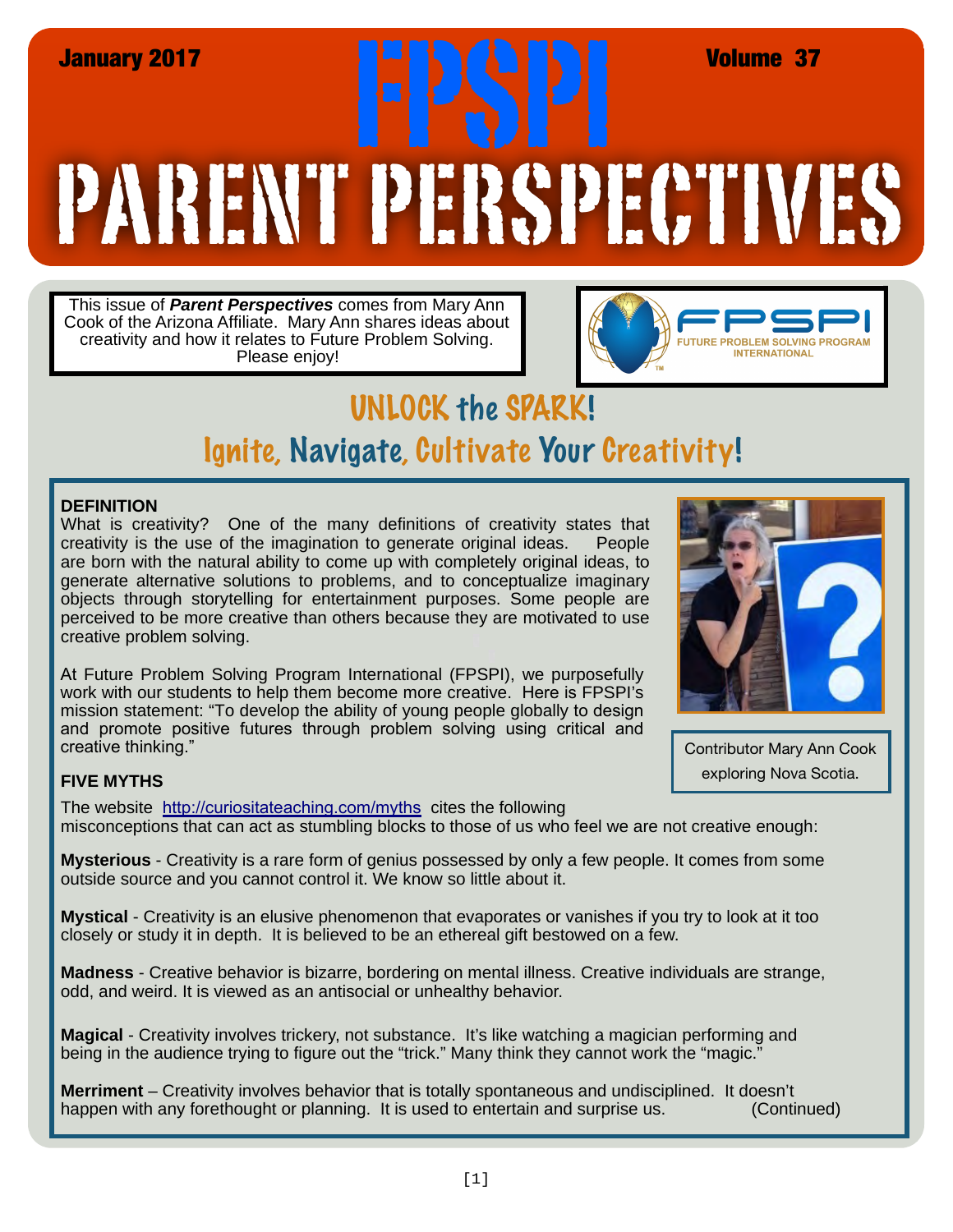January 2017 — Volume 37

# FPSPI PARENT PERSPECTIVES

This issue of ***Parent Perspectives*** comes from Mary Ann Cook of the Arizona Affiliate. Mary Ann shares ideas about creativity and how it relates to Future Problem Solving. Please enjoy!

FPSPI FUTURE PROBLEM SOLVING PROGRAM INTERNATIONAL

## UNLOCK the SPARK!

## Ignite, Navigate, Cultivate Your Creativity!

**DEFINITION**

What is creativity? One of the many definitions of creativity states that creativity is the use of the imagination to generate original ideas. People are born with the natural ability to come up with completely original ideas, to generate alternative solutions to problems, and to conceptualize imaginary objects through storytelling for entertainment purposes. Some people are perceived to be more creative than others because they are motivated to use creative problem solving.

At Future Problem Solving Program International (FPSPI), we purposefully work with our students to help them become more creative. Here is FPSPI's mission statement: "To develop the ability of young people globally to design and promote positive futures through problem solving using critical and creative thinking."

Contributor Mary Ann Cook exploring Nova Scotia.

**FIVE MYTHS**

The website http://curiositateaching.com/myths cites the following misconceptions that can act as stumbling blocks to those of us who feel we are not creative enough:

**Mysterious** - Creativity is a rare form of genius possessed by only a few people. It comes from some outside source and you cannot control it. We know so little about it.

**Mystical** - Creativity is an elusive phenomenon that evaporates or vanishes if you try to look at it too closely or study it in depth. It is believed to be an ethereal gift bestowed on a few.

**Madness** - Creative behavior is bizarre, bordering on mental illness. Creative individuals are strange, odd, and weird. It is viewed as an antisocial or unhealthy behavior.

**Magical** - Creativity involves trickery, not substance. It's like watching a magician performing and being in the audience trying to figure out the "trick." Many think they cannot work the "magic."

**Merriment** – Creativity involves behavior that is totally spontaneous and undisciplined. It doesn't happen with any forethought or planning. It is used to entertain and surprise us. (Continued)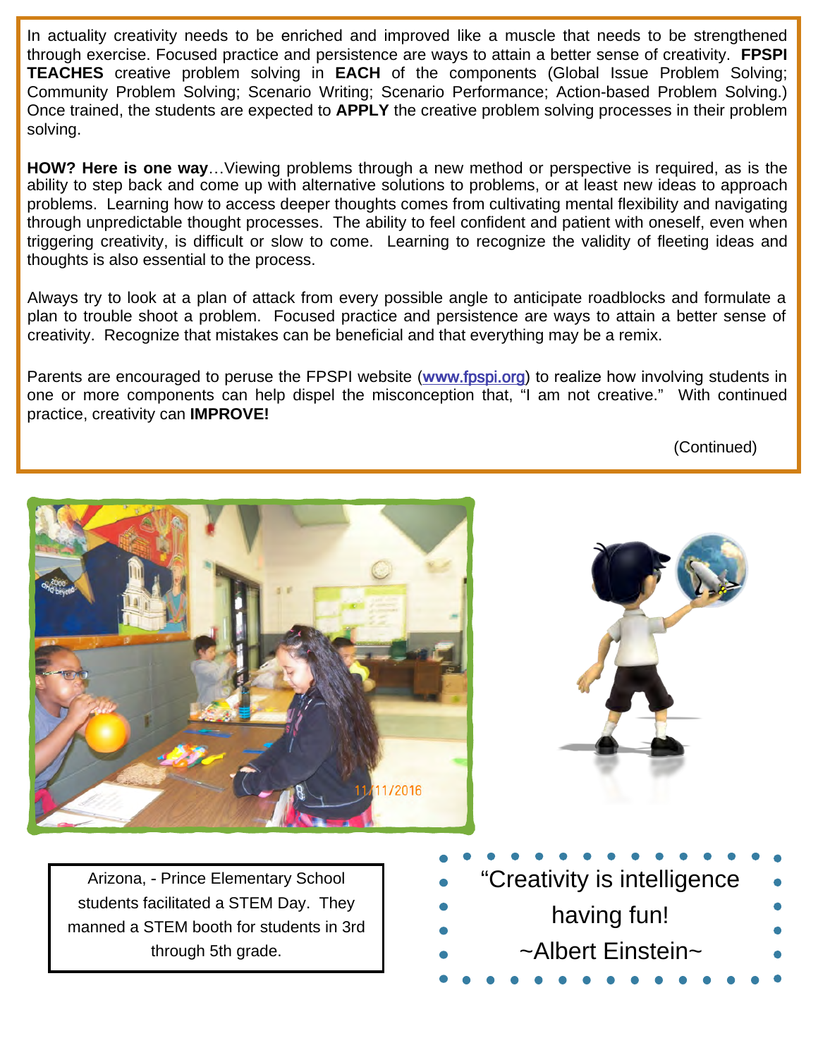In actuality creativity needs to be enriched and improved like a muscle that needs to be strengthened through exercise. Focused practice and persistence are ways to attain a better sense of creativity. **FPSPI TEACHES** creative problem solving in **EACH** of the components (Global Issue Problem Solving; Community Problem Solving; Scenario Writing; Scenario Performance; Action-based Problem Solving.) Once trained, the students are expected to **APPLY** the creative problem solving processes in their problem solving.

**HOW? Here is one way**…Viewing problems through a new method or perspective is required, as is the ability to step back and come up with alternative solutions to problems, or at least new ideas to approach problems. Learning how to access deeper thoughts comes from cultivating mental flexibility and navigating through unpredictable thought processes. The ability to feel confident and patient with oneself, even when triggering creativity, is difficult or slow to come. Learning to recognize the validity of fleeting ideas and thoughts is also essential to the process.

Always try to look at a plan of attack from every possible angle to anticipate roadblocks and formulate a plan to trouble shoot a problem. Focused practice and persistence are ways to attain a better sense of creativity. Recognize that mistakes can be beneficial and that everything may be a remix.

Parents are encouraged to peruse the FPSPI website (www.fpspi.org) to realize how involving students in one or more components can help dispel the misconception that, "I am not creative." With continued practice, creativity can **IMPROVE!**

(Continued)

Arizona, - Prince Elementary School students facilitated a STEM Day. They manned a STEM booth for students in 3rd through 5th grade.

"Creativity is intelligence having fun!

~Albert Einstein~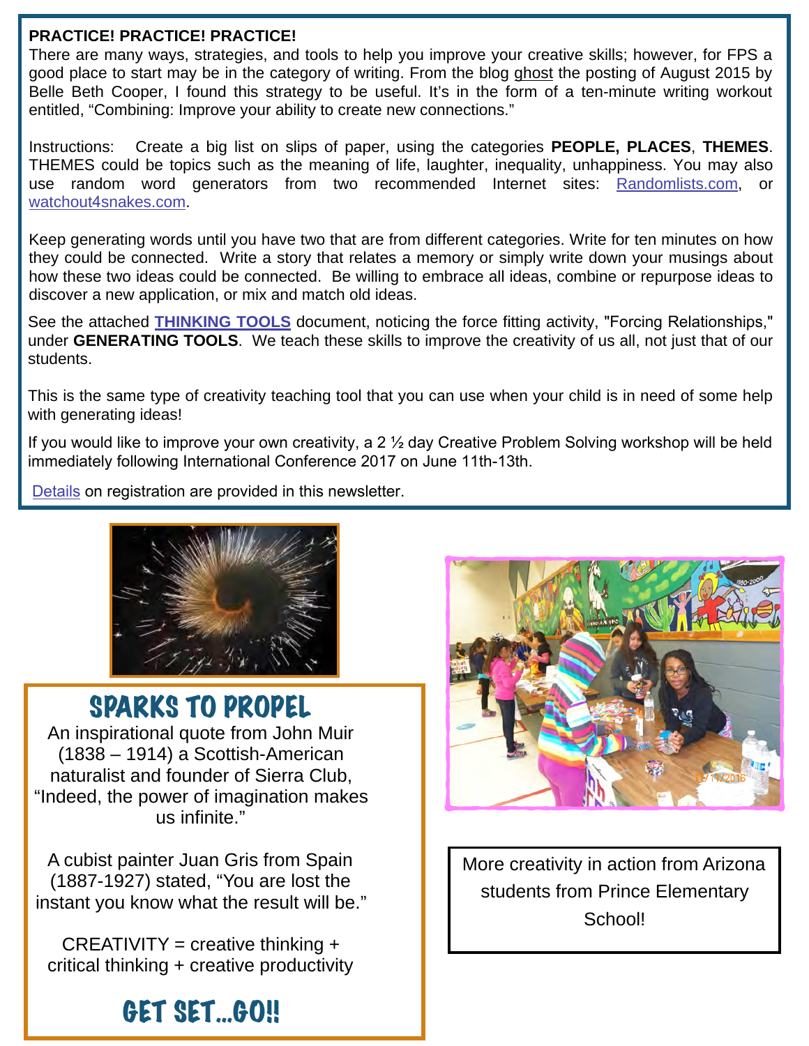**PRACTICE! PRACTICE! PRACTICE!**

There are many ways, strategies, and tools to help you improve your creative skills; however, for FPS a good place to start may be in the category of writing. From the blog ghost the posting of August 2015 by Belle Beth Cooper, I found this strategy to be useful. It's in the form of a ten-minute writing workout entitled, "Combining: Improve your ability to create new connections."

Instructions: Create a big list on slips of paper, using the categories **PEOPLE, PLACES**, **THEMES**. THEMES could be topics such as the meaning of life, laughter, inequality, unhappiness. You may also use random word generators from two recommended Internet sites: Randomlists.com, or watchout4snakes.com.

Keep generating words until you have two that are from different categories. Write for ten minutes on how they could be connected. Write a story that relates a memory or simply write down your musings about how these two ideas could be connected. Be willing to embrace all ideas, combine or repurpose ideas to discover a new application, or mix and match old ideas.

See the attached **THINKING TOOLS** document, noticing the force fitting activity, "Forcing Relationships," under **GENERATING TOOLS**. We teach these skills to improve the creativity of us all, not just that of our students.

This is the same type of creativity teaching tool that you can use when your child is in need of some help with generating ideas!

If you would like to improve your own creativity, a 2 ½ day Creative Problem Solving workshop will be held immediately following International Conference 2017 on June 11th-13th.

Details on registration are provided in this newsletter.

## SPARKS TO PROPEL

An inspirational quote from John Muir (1838 – 1914) a Scottish-American naturalist and founder of Sierra Club, "Indeed, the power of imagination makes us infinite."

A cubist painter Juan Gris from Spain (1887-1927) stated, "You are lost the instant you know what the result will be."

CREATIVITY = creative thinking + critical thinking + creative productivity

## GET SET…GO!!

More creativity in action from Arizona students from Prince Elementary School!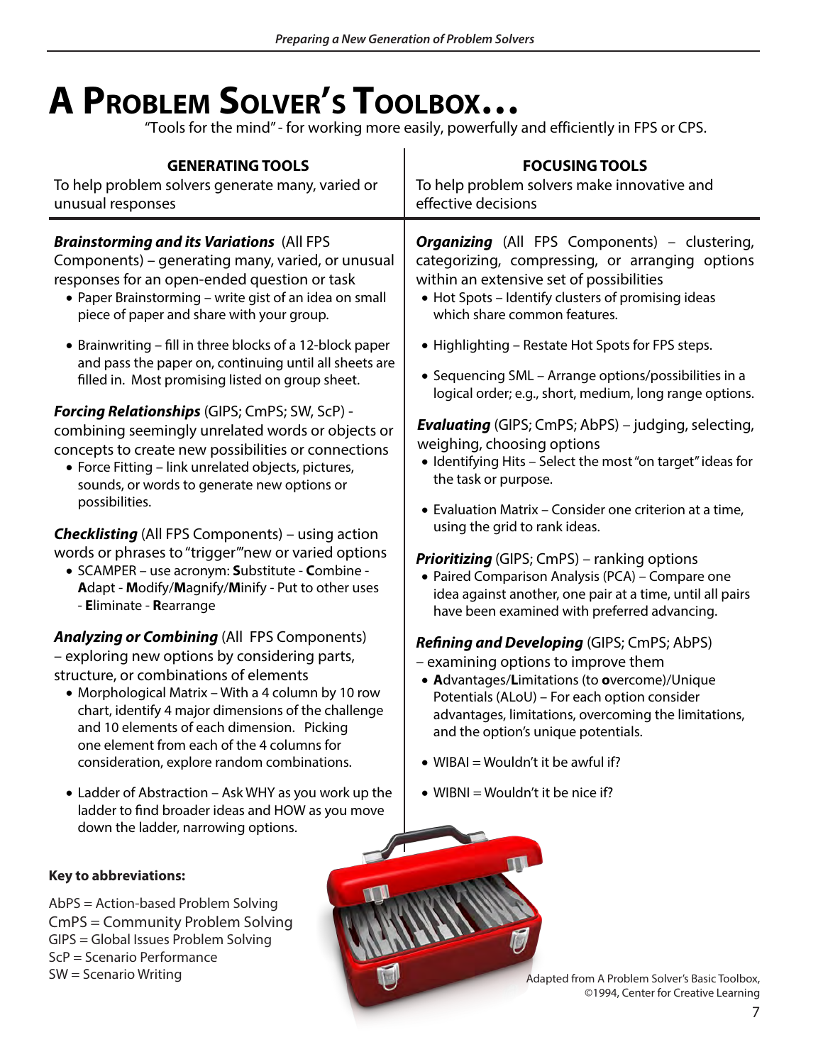# A Problem Solver's Toolbox…

"Tools for the mind" - for working more easily, powerfully and efficiently in FPS or CPS.

## GENERATING TOOLS

To help problem solvers generate many, varied or unusual responses

***Brainstorming and its Variations*** (All FPS Components) – generating many, varied, or unusual responses for an open-ended question or task

- Paper Brainstorming – write gist of an idea on small piece of paper and share with your group.
- Brainwriting – fill in three blocks of a 12-block paper and pass the paper on, continuing until all sheets are filled in. Most promising listed on group sheet.

***Forcing Relationships*** (GIPS; CmPS; SW, ScP) - combining seemingly unrelated words or objects or concepts to create new possibilities or connections

- Force Fitting – link unrelated objects, pictures, sounds, or words to generate new options or possibilities.

***Checklisting*** (All FPS Components) – using action words or phrases to "trigger"'new or varied options

- SCAMPER – use acronym: **S**ubstitute - **C**ombine - **A**dapt - **M**odify/**M**agnify/**M**inify - Put to other uses - **E**liminate - **R**earrange

***Analyzing or Combining*** (All FPS Components) – exploring new options by considering parts, structure, or combinations of elements

- Morphological Matrix – With a 4 column by 10 row chart, identify 4 major dimensions of the challenge and 10 elements of each dimension. Picking one element from each of the 4 columns for consideration, explore random combinations.
- Ladder of Abstraction – Ask WHY as you work up the ladder to find broader ideas and HOW as you move down the ladder, narrowing options.

## FOCUSING TOOLS

To help problem solvers make innovative and effective decisions

***Organizing*** (All FPS Components) – clustering, categorizing, compressing, or arranging options within an extensive set of possibilities

- Hot Spots – Identify clusters of promising ideas which share common features.
- Highlighting – Restate Hot Spots for FPS steps.
- Sequencing SML – Arrange options/possibilities in a logical order; e.g., short, medium, long range options.

***Evaluating*** (GIPS; CmPS; AbPS) – judging, selecting, weighing, choosing options

- Identifying Hits – Select the most "on target" ideas for the task or purpose.
- Evaluation Matrix – Consider one criterion at a time, using the grid to rank ideas.

***Prioritizing*** (GIPS; CmPS) – ranking options

- Paired Comparison Analysis (PCA) – Compare one idea against another, one pair at a time, until all pairs have been examined with preferred advancing.

***Refining and Developing*** (GIPS; CmPS; AbPS) – examining options to improve them

- **A**dvantages/**L**imitations (to **o**vercome)/Unique Potentials (ALoU) – For each option consider advantages, limitations, overcoming the limitations, and the option's unique potentials.
- WIBAI = Wouldn't it be awful if?
- WIBNI = Wouldn't it be nice if?

**Key to abbreviations:**

AbPS = Action-based Problem Solving
CmPS = Community Problem Solving
GIPS = Global Issues Problem Solving
ScP = Scenario Performance
SW = Scenario Writing

Adapted from A Problem Solver's Basic Toolbox, ©1994, Center for Creative Learning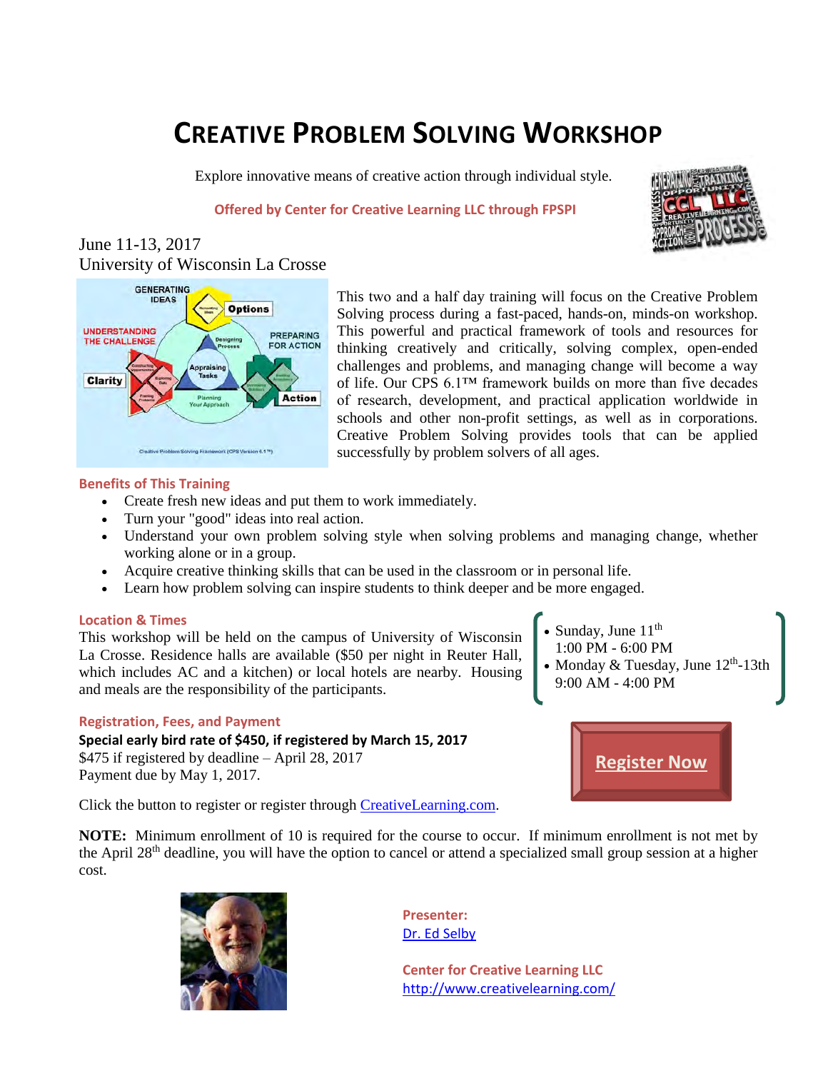# CREATIVE PROBLEM SOLVING WORKSHOP

Explore innovative means of creative action through individual style.

**Offered by Center for Creative Learning LLC through FPSPI**

June 11-13, 2017
University of Wisconsin La Crosse

This two and a half day training will focus on the Creative Problem Solving process during a fast-paced, hands-on, minds-on workshop. This powerful and practical framework of tools and resources for thinking creatively and critically, solving complex, open-ended challenges and problems, and managing change will become a way of life. Our CPS 6.1™ framework builds on more than five decades of research, development, and practical application worldwide in schools and other non-profit settings, as well as in corporations. Creative Problem Solving provides tools that can be applied successfully by problem solvers of all ages.

### Benefits of This Training

- Create fresh new ideas and put them to work immediately.
- Turn your "good" ideas into real action.
- Understand your own problem solving style when solving problems and managing change, whether working alone or in a group.
- Acquire creative thinking skills that can be used in the classroom or in personal life.
- Learn how problem solving can inspire students to think deeper and be more engaged.

### Location & Times

This workshop will be held on the campus of University of Wisconsin La Crosse. Residence halls are available ($50 per night in Reuter Hall, which includes AC and a kitchen) or local hotels are nearby. Housing and meals are the responsibility of the participants.

- Sunday, June 11th
  1:00 PM - 6:00 PM
- Monday & Tuesday, June 12th-13th
  9:00 AM - 4:00 PM

### Registration, Fees, and Payment

**Special early bird rate of $450, if registered by March 15, 2017**
$475 if registered by deadline – April 28, 2017
Payment due by May 1, 2017.

**Register Now**

Click the button to register or register through CreativeLearning.com.

**NOTE:** Minimum enrollment of 10 is required for the course to occur. If minimum enrollment is not met by the April 28th deadline, you will have the option to cancel or attend a specialized small group session at a higher cost.

**Presenter:**
Dr. Ed Selby

**Center for Creative Learning LLC**
http://www.creativelearning.com/